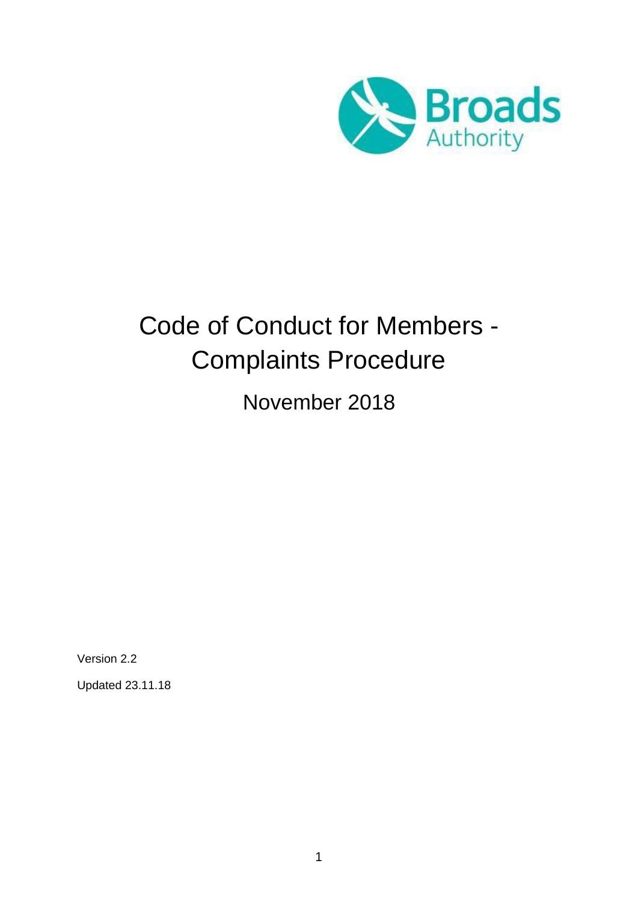Broads Authority

# Code of Conduct for Members - Complaints Procedure

## November 2018

Version 2.2

Updated 23.11.18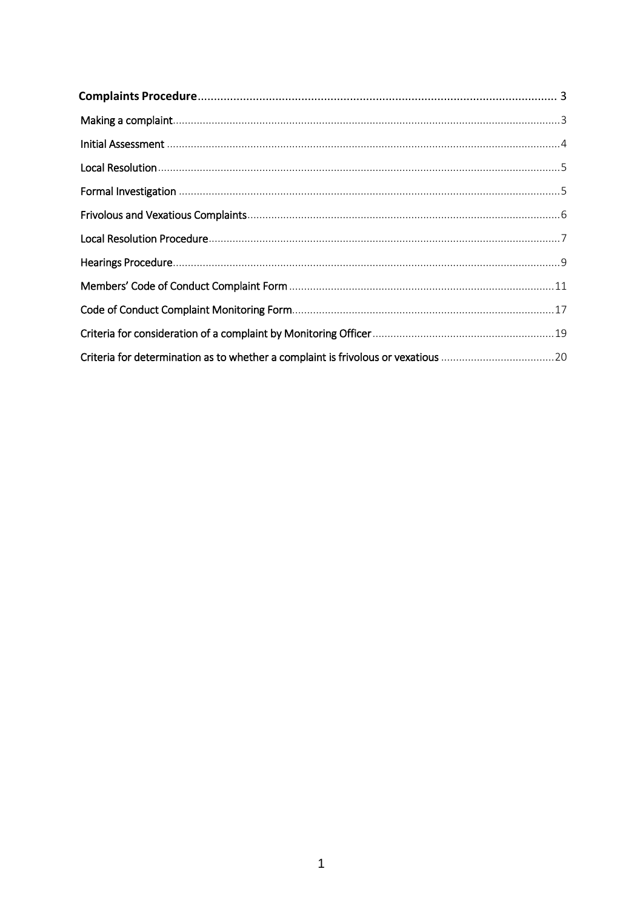Complaints Procedure ........................................................................................................ 3

Making a complaint ........................................................................................................ 3

Initial Assessment ........................................................................................................ 4

Local Resolution ........................................................................................................ 5

Formal Investigation ........................................................................................................ 5

Frivolous and Vexatious Complaints ........................................................................................................ 6

Local Resolution Procedure ........................................................................................................ 7

Hearings Procedure ........................................................................................................ 9

Members' Code of Conduct Complaint Form ........................................................................................................ 11

Code of Conduct Complaint Monitoring Form ........................................................................................................ 17

Criteria for consideration of a complaint by Monitoring Officer ........................................................................................................ 19

Criteria for determination as to whether a complaint is frivolous or vexatious ........................................................................................................ 20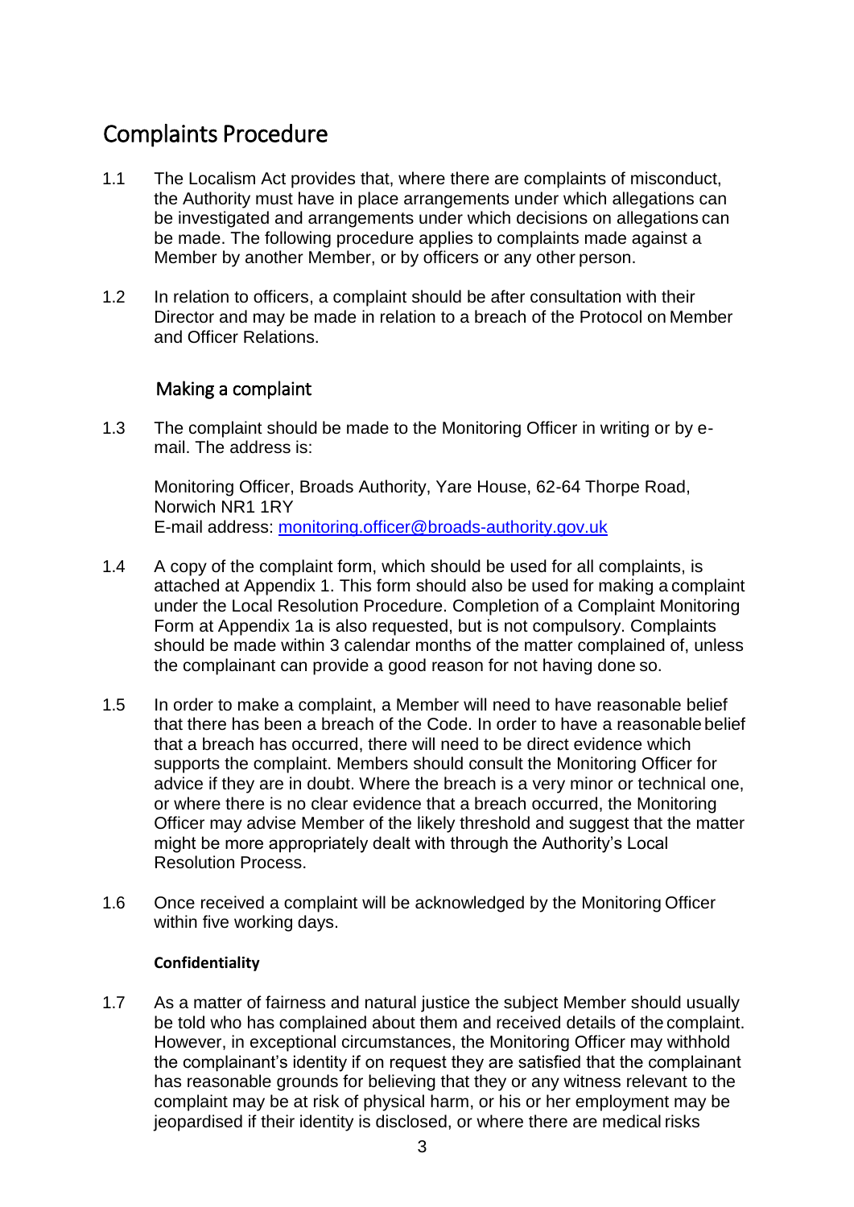# Complaints Procedure

1.1 The Localism Act provides that, where there are complaints of misconduct, the Authority must have in place arrangements under which allegations can be investigated and arrangements under which decisions on allegations can be made. The following procedure applies to complaints made against a Member by another Member, or by officers or any other person.

1.2 In relation to officers, a complaint should be after consultation with their Director and may be made in relation to a breach of the Protocol on Member and Officer Relations.

## Making a complaint

1.3 The complaint should be made to the Monitoring Officer in writing or by e-mail. The address is:

Monitoring Officer, Broads Authority, Yare House, 62-64 Thorpe Road, Norwich NR1 1RY
E-mail address: monitoring.officer@broads-authority.gov.uk

1.4 A copy of the complaint form, which should be used for all complaints, is attached at Appendix 1. This form should also be used for making a complaint under the Local Resolution Procedure. Completion of a Complaint Monitoring Form at Appendix 1a is also requested, but is not compulsory. Complaints should be made within 3 calendar months of the matter complained of, unless the complainant can provide a good reason for not having done so.

1.5 In order to make a complaint, a Member will need to have reasonable belief that there has been a breach of the Code. In order to have a reasonable belief that a breach has occurred, there will need to be direct evidence which supports the complaint. Members should consult the Monitoring Officer for advice if they are in doubt. Where the breach is a very minor or technical one, or where there is no clear evidence that a breach occurred, the Monitoring Officer may advise Member of the likely threshold and suggest that the matter might be more appropriately dealt with through the Authority's Local Resolution Process.

1.6 Once received a complaint will be acknowledged by the Monitoring Officer within five working days.

### Confidentiality

1.7 As a matter of fairness and natural justice the subject Member should usually be told who has complained about them and received details of the complaint. However, in exceptional circumstances, the Monitoring Officer may withhold the complainant's identity if on request they are satisfied that the complainant has reasonable grounds for believing that they or any witness relevant to the complaint may be at risk of physical harm, or his or her employment may be jeopardised if their identity is disclosed, or where there are medical risks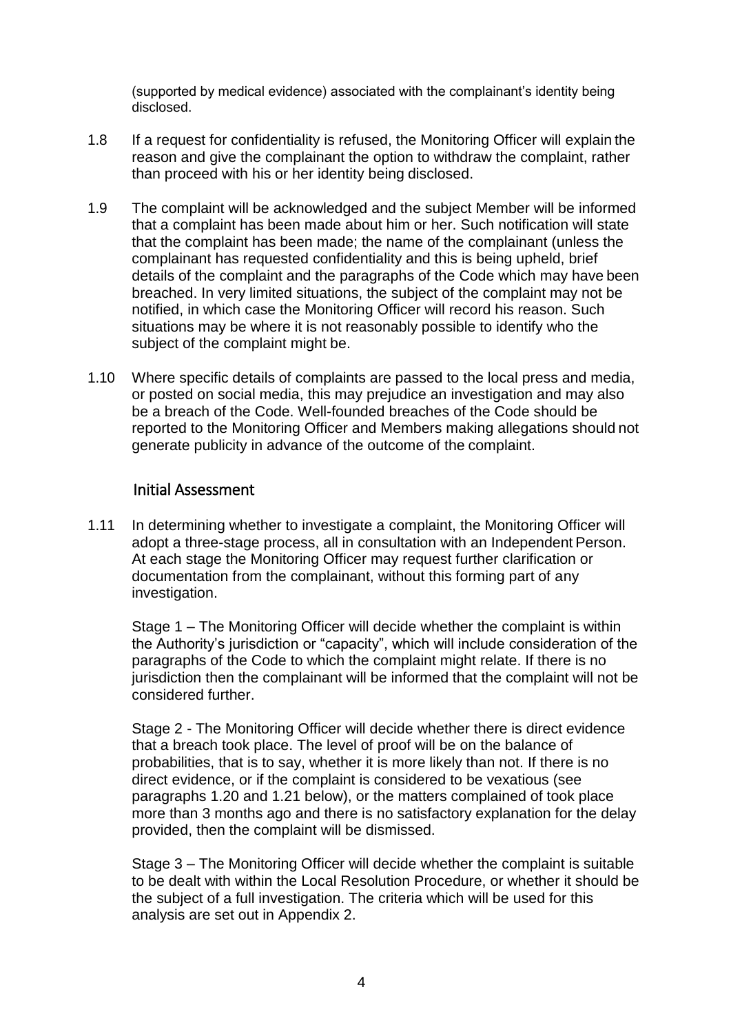(supported by medical evidence) associated with the complainant's identity being disclosed.

1.8 If a request for confidentiality is refused, the Monitoring Officer will explain the reason and give the complainant the option to withdraw the complaint, rather than proceed with his or her identity being disclosed.

1.9 The complaint will be acknowledged and the subject Member will be informed that a complaint has been made about him or her. Such notification will state that the complaint has been made; the name of the complainant (unless the complainant has requested confidentiality and this is being upheld, brief details of the complaint and the paragraphs of the Code which may have been breached. In very limited situations, the subject of the complaint may not be notified, in which case the Monitoring Officer will record his reason. Such situations may be where it is not reasonably possible to identify who the subject of the complaint might be.

1.10 Where specific details of complaints are passed to the local press and media, or posted on social media, this may prejudice an investigation and may also be a breach of the Code. Well-founded breaches of the Code should be reported to the Monitoring Officer and Members making allegations should not generate publicity in advance of the outcome of the complaint.

## Initial Assessment

1.11 In determining whether to investigate a complaint, the Monitoring Officer will adopt a three-stage process, all in consultation with an Independent Person. At each stage the Monitoring Officer may request further clarification or documentation from the complainant, without this forming part of any investigation.

Stage 1 – The Monitoring Officer will decide whether the complaint is within the Authority's jurisdiction or "capacity", which will include consideration of the paragraphs of the Code to which the complaint might relate. If there is no jurisdiction then the complainant will be informed that the complaint will not be considered further.

Stage 2 - The Monitoring Officer will decide whether there is direct evidence that a breach took place. The level of proof will be on the balance of probabilities, that is to say, whether it is more likely than not. If there is no direct evidence, or if the complaint is considered to be vexatious (see paragraphs 1.20 and 1.21 below), or the matters complained of took place more than 3 months ago and there is no satisfactory explanation for the delay provided, then the complaint will be dismissed.

Stage 3 – The Monitoring Officer will decide whether the complaint is suitable to be dealt with within the Local Resolution Procedure, or whether it should be the subject of a full investigation. The criteria which will be used for this analysis are set out in Appendix 2.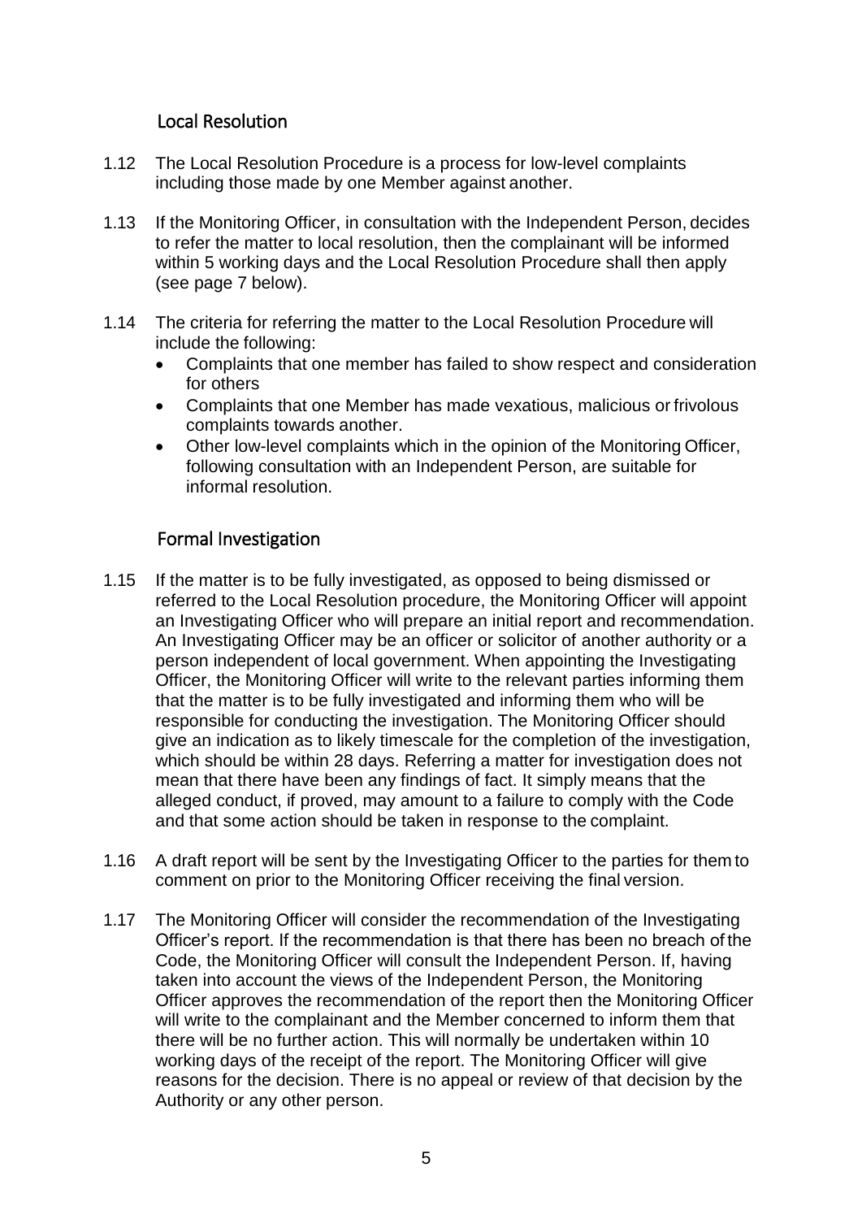## Local Resolution

1.12 The Local Resolution Procedure is a process for low-level complaints including those made by one Member against another.

1.13 If the Monitoring Officer, in consultation with the Independent Person, decides to refer the matter to local resolution, then the complainant will be informed within 5 working days and the Local Resolution Procedure shall then apply (see page 7 below).

1.14 The criteria for referring the matter to the Local Resolution Procedure will include the following:

- Complaints that one member has failed to show respect and consideration for others
- Complaints that one Member has made vexatious, malicious or frivolous complaints towards another.
- Other low-level complaints which in the opinion of the Monitoring Officer, following consultation with an Independent Person, are suitable for informal resolution.

## Formal Investigation

1.15 If the matter is to be fully investigated, as opposed to being dismissed or referred to the Local Resolution procedure, the Monitoring Officer will appoint an Investigating Officer who will prepare an initial report and recommendation. An Investigating Officer may be an officer or solicitor of another authority or a person independent of local government. When appointing the Investigating Officer, the Monitoring Officer will write to the relevant parties informing them that the matter is to be fully investigated and informing them who will be responsible for conducting the investigation. The Monitoring Officer should give an indication as to likely timescale for the completion of the investigation, which should be within 28 days. Referring a matter for investigation does not mean that there have been any findings of fact. It simply means that the alleged conduct, if proved, may amount to a failure to comply with the Code and that some action should be taken in response to the complaint.

1.16 A draft report will be sent by the Investigating Officer to the parties for them to comment on prior to the Monitoring Officer receiving the final version.

1.17 The Monitoring Officer will consider the recommendation of the Investigating Officer's report. If the recommendation is that there has been no breach of the Code, the Monitoring Officer will consult the Independent Person. If, having taken into account the views of the Independent Person, the Monitoring Officer approves the recommendation of the report then the Monitoring Officer will write to the complainant and the Member concerned to inform them that there will be no further action. This will normally be undertaken within 10 working days of the receipt of the report. The Monitoring Officer will give reasons for the decision. There is no appeal or review of that decision by the Authority or any other person.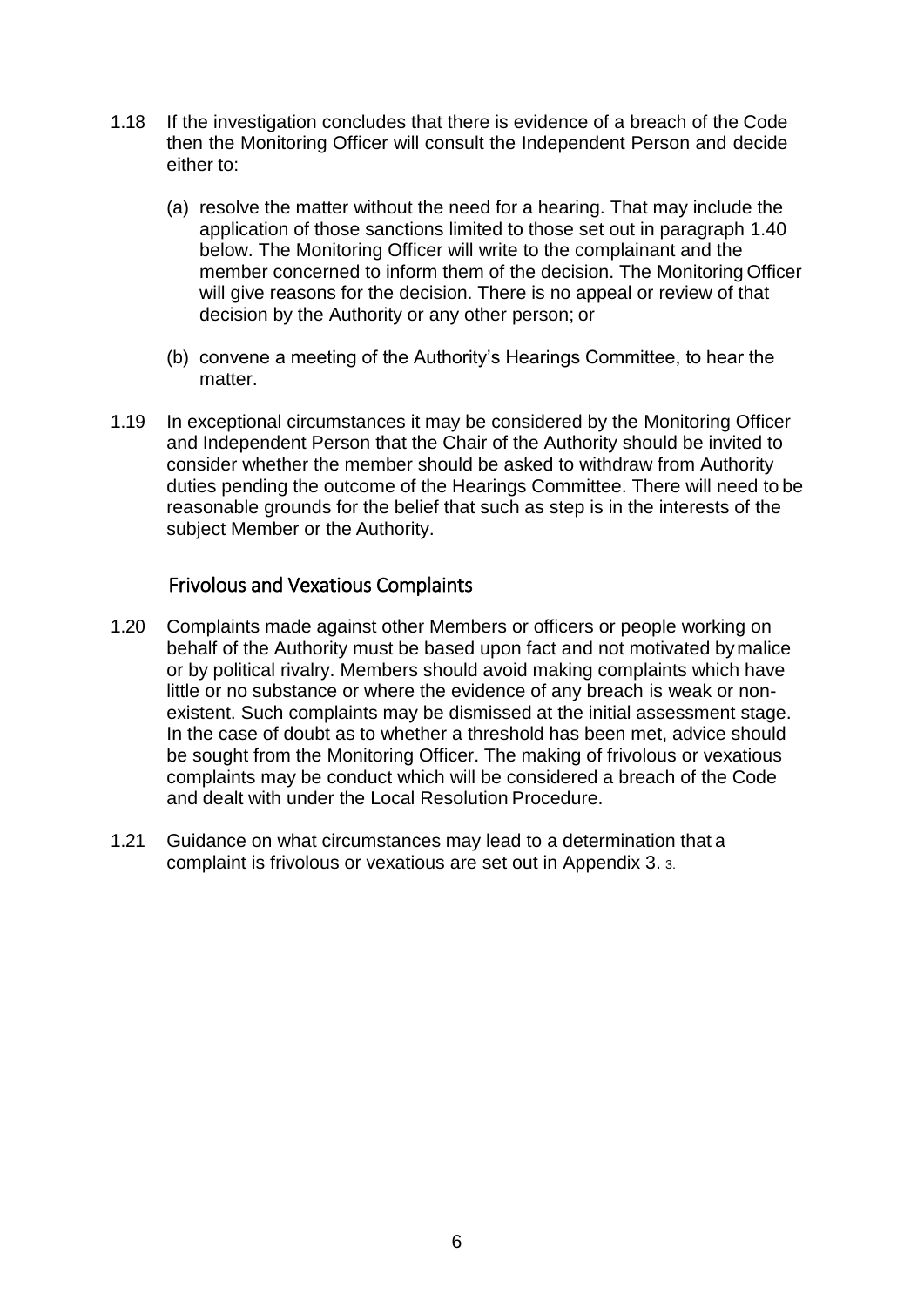1.18 If the investigation concludes that there is evidence of a breach of the Code then the Monitoring Officer will consult the Independent Person and decide either to:

   (a) resolve the matter without the need for a hearing. That may include the application of those sanctions limited to those set out in paragraph 1.40 below. The Monitoring Officer will write to the complainant and the member concerned to inform them of the decision. The Monitoring Officer will give reasons for the decision. There is no appeal or review of that decision by the Authority or any other person; or

   (b) convene a meeting of the Authority's Hearings Committee, to hear the matter.

1.19 In exceptional circumstances it may be considered by the Monitoring Officer and Independent Person that the Chair of the Authority should be invited to consider whether the member should be asked to withdraw from Authority duties pending the outcome of the Hearings Committee. There will need to be reasonable grounds for the belief that such as step is in the interests of the subject Member or the Authority.

## Frivolous and Vexatious Complaints

1.20 Complaints made against other Members or officers or people working on behalf of the Authority must be based upon fact and not motivated by malice or by political rivalry. Members should avoid making complaints which have little or no substance or where the evidence of any breach is weak or non-existent. Such complaints may be dismissed at the initial assessment stage. In the case of doubt as to whether a threshold has been met, advice should be sought from the Monitoring Officer. The making of frivolous or vexatious complaints may be conduct which will be considered a breach of the Code and dealt with under the Local Resolution Procedure.

1.21 Guidance on what circumstances may lead to a determination that a complaint is frivolous or vexatious are set out in Appendix 3. 3.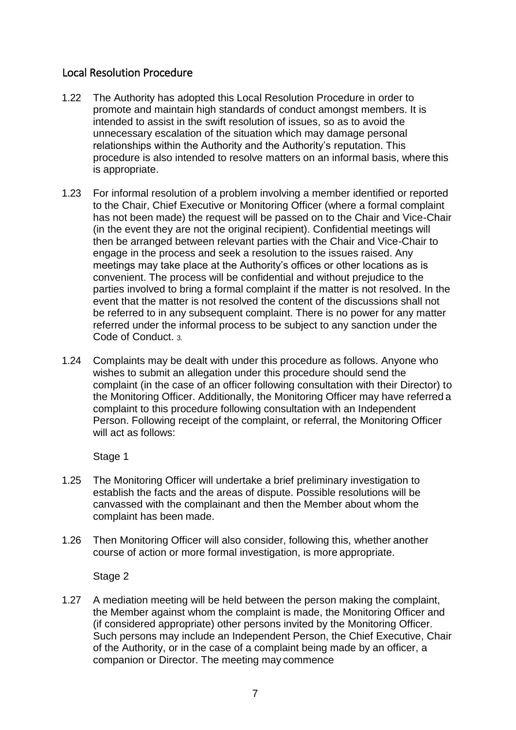## Local Resolution Procedure

1.22 The Authority has adopted this Local Resolution Procedure in order to promote and maintain high standards of conduct amongst members. It is intended to assist in the swift resolution of issues, so as to avoid the unnecessary escalation of the situation which may damage personal relationships within the Authority and the Authority's reputation. This procedure is also intended to resolve matters on an informal basis, where this is appropriate.

1.23 For informal resolution of a problem involving a member identified or reported to the Chair, Chief Executive or Monitoring Officer (where a formal complaint has not been made) the request will be passed on to the Chair and Vice-Chair (in the event they are not the original recipient). Confidential meetings will then be arranged between relevant parties with the Chair and Vice-Chair to engage in the process and seek a resolution to the issues raised. Any meetings may take place at the Authority's offices or other locations as is convenient. The process will be confidential and without prejudice to the parties involved to bring a formal complaint if the matter is not resolved. In the event that the matter is not resolved the content of the discussions shall not be referred to in any subsequent complaint. There is no power for any matter referred under the informal process to be subject to any sanction under the Code of Conduct. 3.

1.24 Complaints may be dealt with under this procedure as follows. Anyone who wishes to submit an allegation under this procedure should send the complaint (in the case of an officer following consultation with their Director) to the Monitoring Officer. Additionally, the Monitoring Officer may have referred a complaint to this procedure following consultation with an Independent Person. Following receipt of the complaint, or referral, the Monitoring Officer will act as follows:

Stage 1

1.25 The Monitoring Officer will undertake a brief preliminary investigation to establish the facts and the areas of dispute. Possible resolutions will be canvassed with the complainant and then the Member about whom the complaint has been made.

1.26 Then Monitoring Officer will also consider, following this, whether another course of action or more formal investigation, is more appropriate.

Stage 2

1.27 A mediation meeting will be held between the person making the complaint, the Member against whom the complaint is made, the Monitoring Officer and (if considered appropriate) other persons invited by the Monitoring Officer. Such persons may include an Independent Person, the Chief Executive, Chair of the Authority, or in the case of a complaint being made by an officer, a companion or Director. The meeting may commence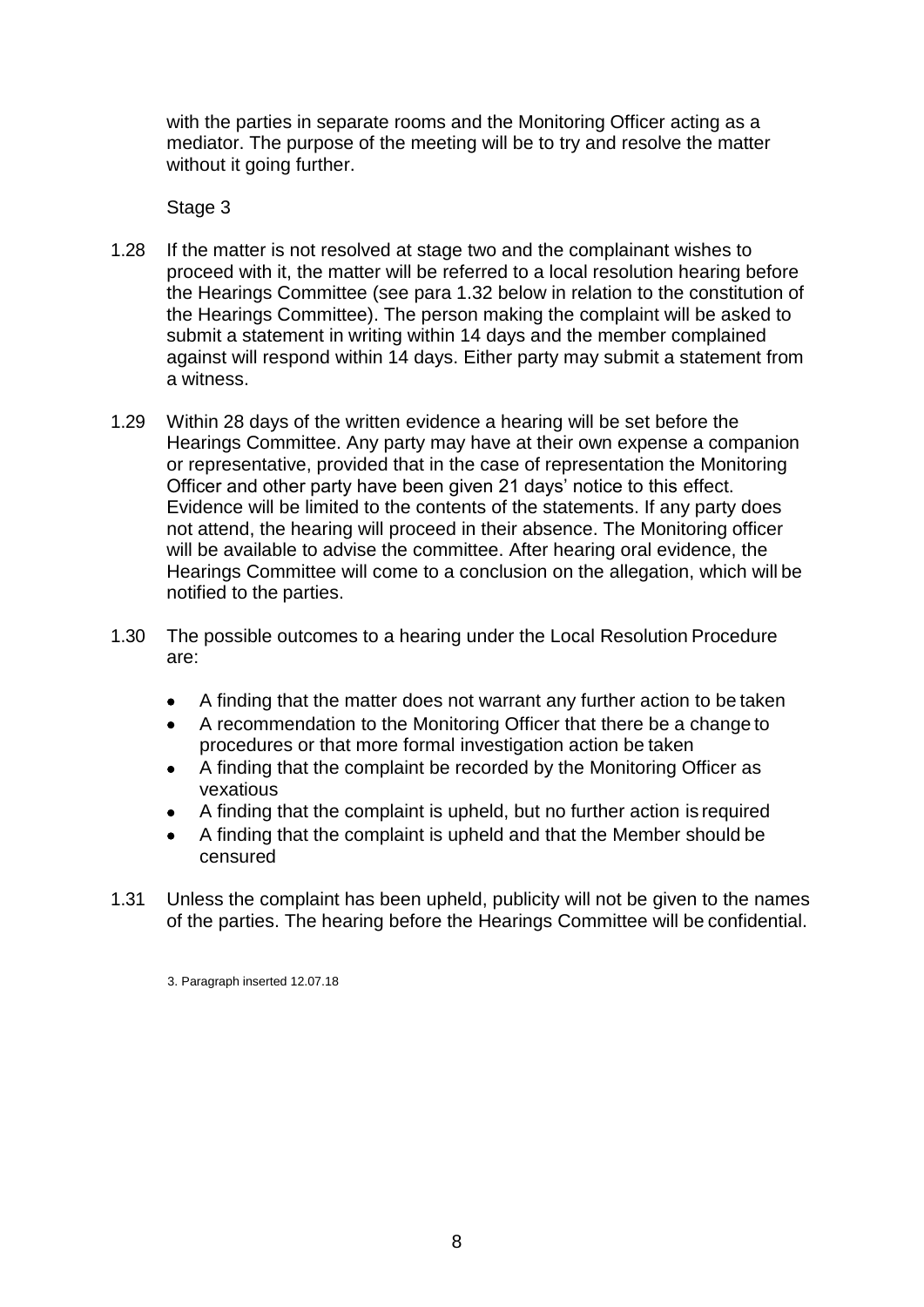with the parties in separate rooms and the Monitoring Officer acting as a mediator. The purpose of the meeting will be to try and resolve the matter without it going further.

Stage 3

1.28 If the matter is not resolved at stage two and the complainant wishes to proceed with it, the matter will be referred to a local resolution hearing before the Hearings Committee (see para 1.32 below in relation to the constitution of the Hearings Committee). The person making the complaint will be asked to submit a statement in writing within 14 days and the member complained against will respond within 14 days. Either party may submit a statement from a witness.

1.29 Within 28 days of the written evidence a hearing will be set before the Hearings Committee. Any party may have at their own expense a companion or representative, provided that in the case of representation the Monitoring Officer and other party have been given 21 days' notice to this effect. Evidence will be limited to the contents of the statements. If any party does not attend, the hearing will proceed in their absence. The Monitoring officer will be available to advise the committee. After hearing oral evidence, the Hearings Committee will come to a conclusion on the allegation, which will be notified to the parties.

1.30 The possible outcomes to a hearing under the Local Resolution Procedure are:

- A finding that the matter does not warrant any further action to be taken
- A recommendation to the Monitoring Officer that there be a change to procedures or that more formal investigation action be taken
- A finding that the complaint be recorded by the Monitoring Officer as vexatious
- A finding that the complaint is upheld, but no further action is required
- A finding that the complaint is upheld and that the Member should be censured

1.31 Unless the complaint has been upheld, publicity will not be given to the names of the parties. The hearing before the Hearings Committee will be confidential.

3. Paragraph inserted 12.07.18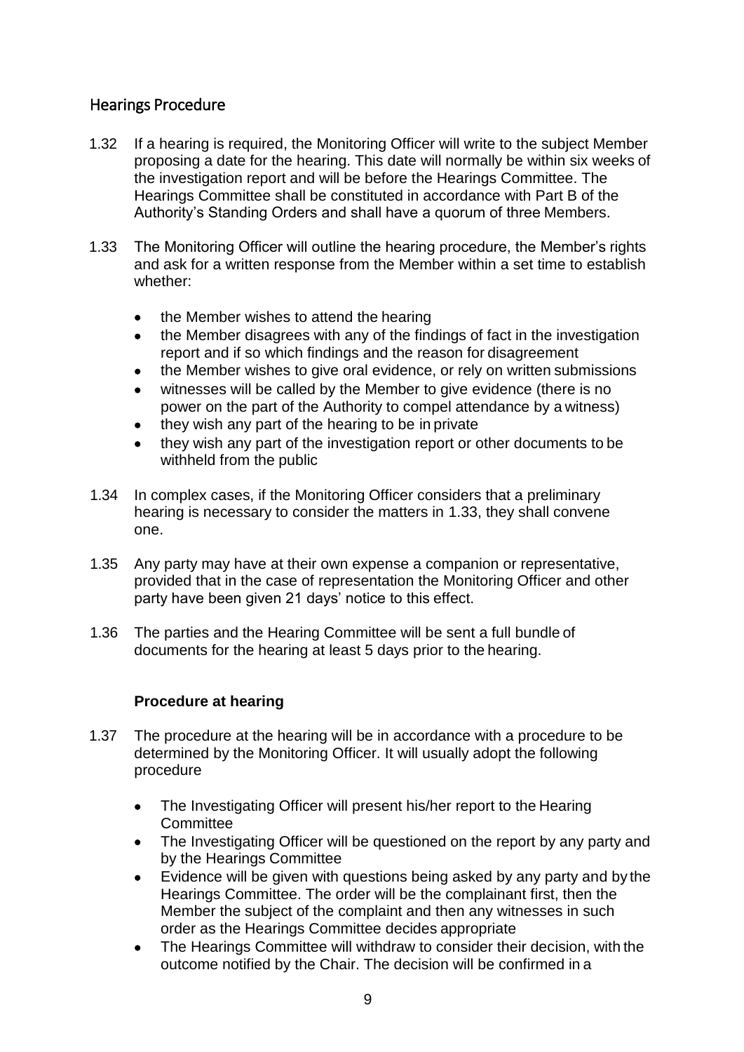## Hearings Procedure

1.32 If a hearing is required, the Monitoring Officer will write to the subject Member proposing a date for the hearing. This date will normally be within six weeks of the investigation report and will be before the Hearings Committee. The Hearings Committee shall be constituted in accordance with Part B of the Authority's Standing Orders and shall have a quorum of three Members.

1.33 The Monitoring Officer will outline the hearing procedure, the Member's rights and ask for a written response from the Member within a set time to establish whether:

- the Member wishes to attend the hearing
- the Member disagrees with any of the findings of fact in the investigation report and if so which findings and the reason for disagreement
- the Member wishes to give oral evidence, or rely on written submissions
- witnesses will be called by the Member to give evidence (there is no power on the part of the Authority to compel attendance by a witness)
- they wish any part of the hearing to be in private
- they wish any part of the investigation report or other documents to be withheld from the public

1.34 In complex cases, if the Monitoring Officer considers that a preliminary hearing is necessary to consider the matters in 1.33, they shall convene one.

1.35 Any party may have at their own expense a companion or representative, provided that in the case of representation the Monitoring Officer and other party have been given 21 days' notice to this effect.

1.36 The parties and the Hearing Committee will be sent a full bundle of documents for the hearing at least 5 days prior to the hearing.

### Procedure at hearing

1.37 The procedure at the hearing will be in accordance with a procedure to be determined by the Monitoring Officer. It will usually adopt the following procedure

- The Investigating Officer will present his/her report to the Hearing Committee
- The Investigating Officer will be questioned on the report by any party and by the Hearings Committee
- Evidence will be given with questions being asked by any party and by the Hearings Committee. The order will be the complainant first, then the Member the subject of the complaint and then any witnesses in such order as the Hearings Committee decides appropriate
- The Hearings Committee will withdraw to consider their decision, with the outcome notified by the Chair. The decision will be confirmed in a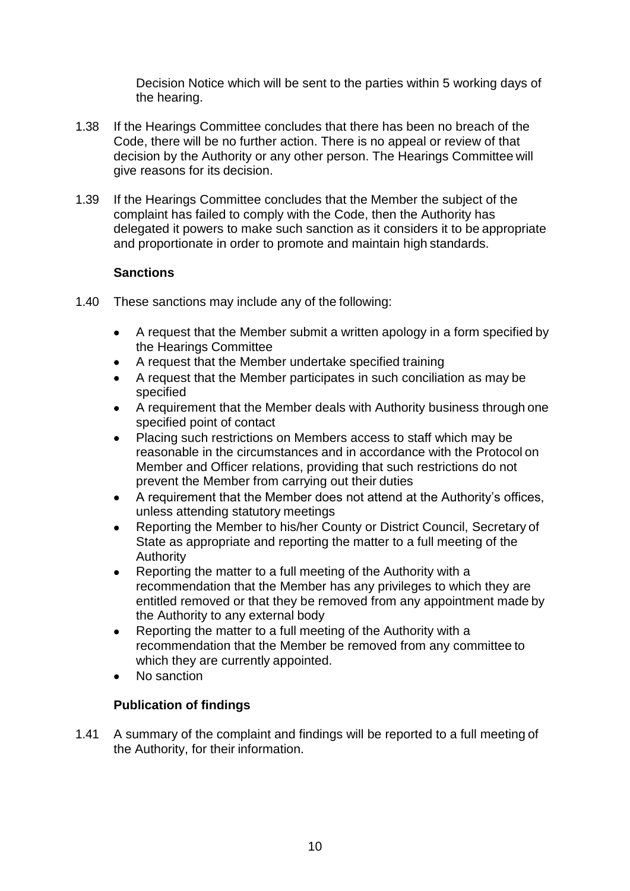Decision Notice which will be sent to the parties within 5 working days of the hearing.

1.38 If the Hearings Committee concludes that there has been no breach of the Code, there will be no further action. There is no appeal or review of that decision by the Authority or any other person. The Hearings Committee will give reasons for its decision.

1.39 If the Hearings Committee concludes that the Member the subject of the complaint has failed to comply with the Code, then the Authority has delegated it powers to make such sanction as it considers it to be appropriate and proportionate in order to promote and maintain high standards.

### Sanctions

1.40 These sanctions may include any of the following:

- A request that the Member submit a written apology in a form specified by the Hearings Committee
- A request that the Member undertake specified training
- A request that the Member participates in such conciliation as may be specified
- A requirement that the Member deals with Authority business through one specified point of contact
- Placing such restrictions on Members access to staff which may be reasonable in the circumstances and in accordance with the Protocol on Member and Officer relations, providing that such restrictions do not prevent the Member from carrying out their duties
- A requirement that the Member does not attend at the Authority's offices, unless attending statutory meetings
- Reporting the Member to his/her County or District Council, Secretary of State as appropriate and reporting the matter to a full meeting of the Authority
- Reporting the matter to a full meeting of the Authority with a recommendation that the Member has any privileges to which they are entitled removed or that they be removed from any appointment made by the Authority to any external body
- Reporting the matter to a full meeting of the Authority with a recommendation that the Member be removed from any committee to which they are currently appointed.
- No sanction

### Publication of findings

1.41 A summary of the complaint and findings will be reported to a full meeting of the Authority, for their information.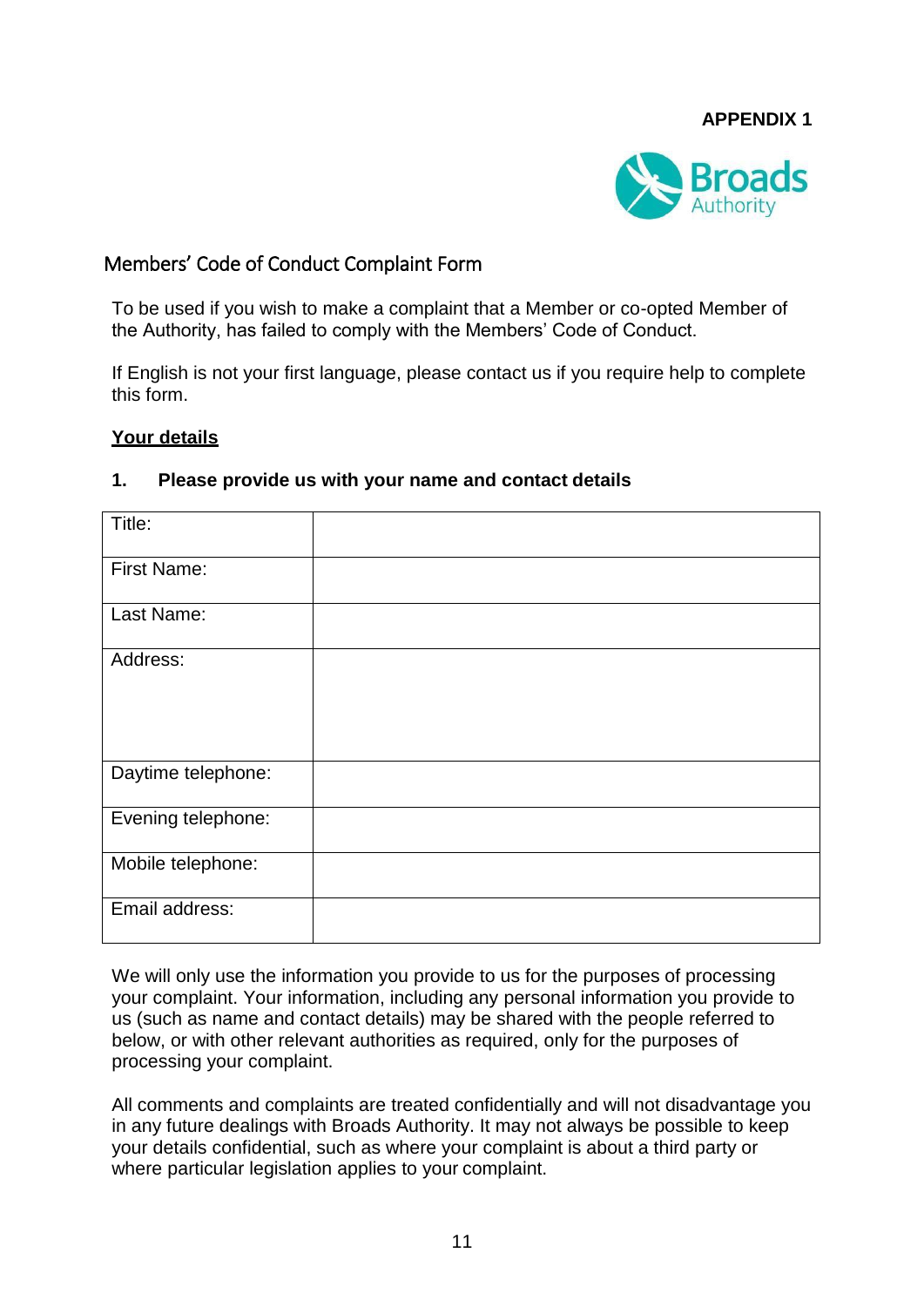**APPENDIX 1**

Broads Authority

## Members' Code of Conduct Complaint Form

To be used if you wish to make a complaint that a Member or co-opted Member of the Authority, has failed to comply with the Members' Code of Conduct.

If English is not your first language, please contact us if you require help to complete this form.

**Your details**

**1. Please provide us with your name and contact details**

| | |
|---|---|
| Title: | |
| First Name: | |
| Last Name: | |
| Address: | |
| Daytime telephone: | |
| Evening telephone: | |
| Mobile telephone: | |
| Email address: | |

We will only use the information you provide to us for the purposes of processing your complaint. Your information, including any personal information you provide to us (such as name and contact details) may be shared with the people referred to below, or with other relevant authorities as required, only for the purposes of processing your complaint.

All comments and complaints are treated confidentially and will not disadvantage you in any future dealings with Broads Authority. It may not always be possible to keep your details confidential, such as where your complaint is about a third party or where particular legislation applies to your complaint.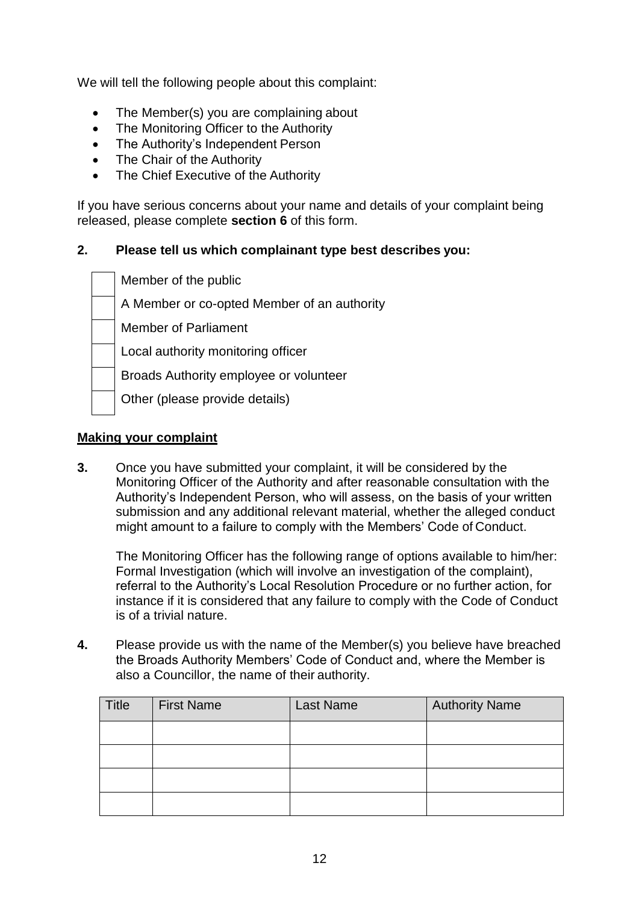We will tell the following people about this complaint:

- The Member(s) you are complaining about
- The Monitoring Officer to the Authority
- The Authority's Independent Person
- The Chair of the Authority
- The Chief Executive of the Authority

If you have serious concerns about your name and details of your complaint being released, please complete **section 6** of this form.

**2. Please tell us which complainant type best describes you:**

- ☐ Member of the public
- ☐ A Member or co-opted Member of an authority
- ☐ Member of Parliament
- ☐ Local authority monitoring officer
- ☐ Broads Authority employee or volunteer
- ☐ Other (please provide details)

**<u>Making your complaint</u>**

**3.** Once you have submitted your complaint, it will be considered by the Monitoring Officer of the Authority and after reasonable consultation with the Authority's Independent Person, who will assess, on the basis of your written submission and any additional relevant material, whether the alleged conduct might amount to a failure to comply with the Members' Code of Conduct.

The Monitoring Officer has the following range of options available to him/her: Formal Investigation (which will involve an investigation of the complaint), referral to the Authority's Local Resolution Procedure or no further action, for instance if it is considered that any failure to comply with the Code of Conduct is of a trivial nature.

**4.** Please provide us with the name of the Member(s) you believe have breached the Broads Authority Members' Code of Conduct and, where the Member is also a Councillor, the name of their authority.

| Title | First Name | Last Name | Authority Name |
|---|---|---|---|
| | | | |
| | | | |
| | | | |
| | | | |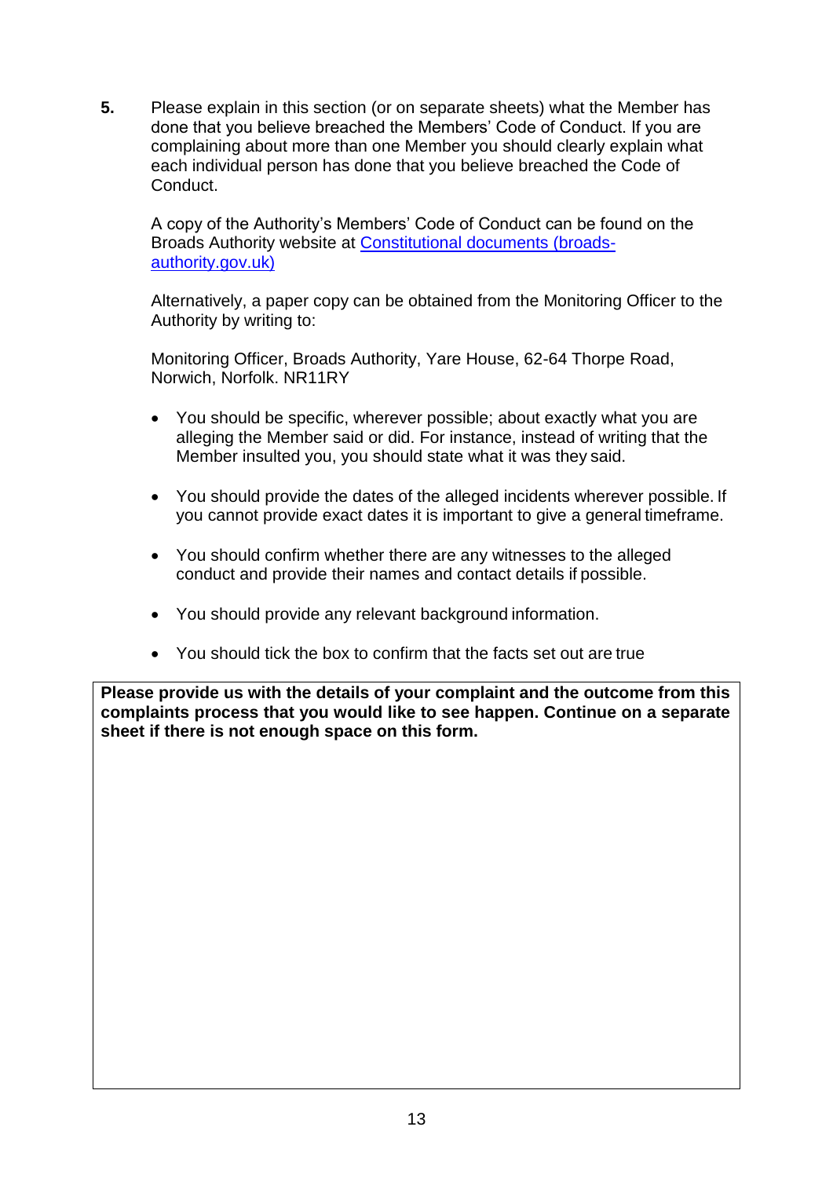**5.** Please explain in this section (or on separate sheets) what the Member has done that you believe breached the Members' Code of Conduct. If you are complaining about more than one Member you should clearly explain what each individual person has done that you believe breached the Code of Conduct.

A copy of the Authority's Members' Code of Conduct can be found on the Broads Authority website at [Constitutional documents (broads-authority.gov.uk)](broads-authority.gov.uk)

Alternatively, a paper copy can be obtained from the Monitoring Officer to the Authority by writing to:

Monitoring Officer, Broads Authority, Yare House, 62-64 Thorpe Road, Norwich, Norfolk. NR11RY

- You should be specific, wherever possible; about exactly what you are alleging the Member said or did. For instance, instead of writing that the Member insulted you, you should state what it was they said.
- You should provide the dates of the alleged incidents wherever possible. If you cannot provide exact dates it is important to give a general timeframe.
- You should confirm whether there are any witnesses to the alleged conduct and provide their names and contact details if possible.
- You should provide any relevant background information.
- You should tick the box to confirm that the facts set out are true

| **Please provide us with the details of your complaint and the outcome from this complaints process that you would like to see happen. Continue on a separate sheet if there is not enough space on this form.** |
| --- |
| |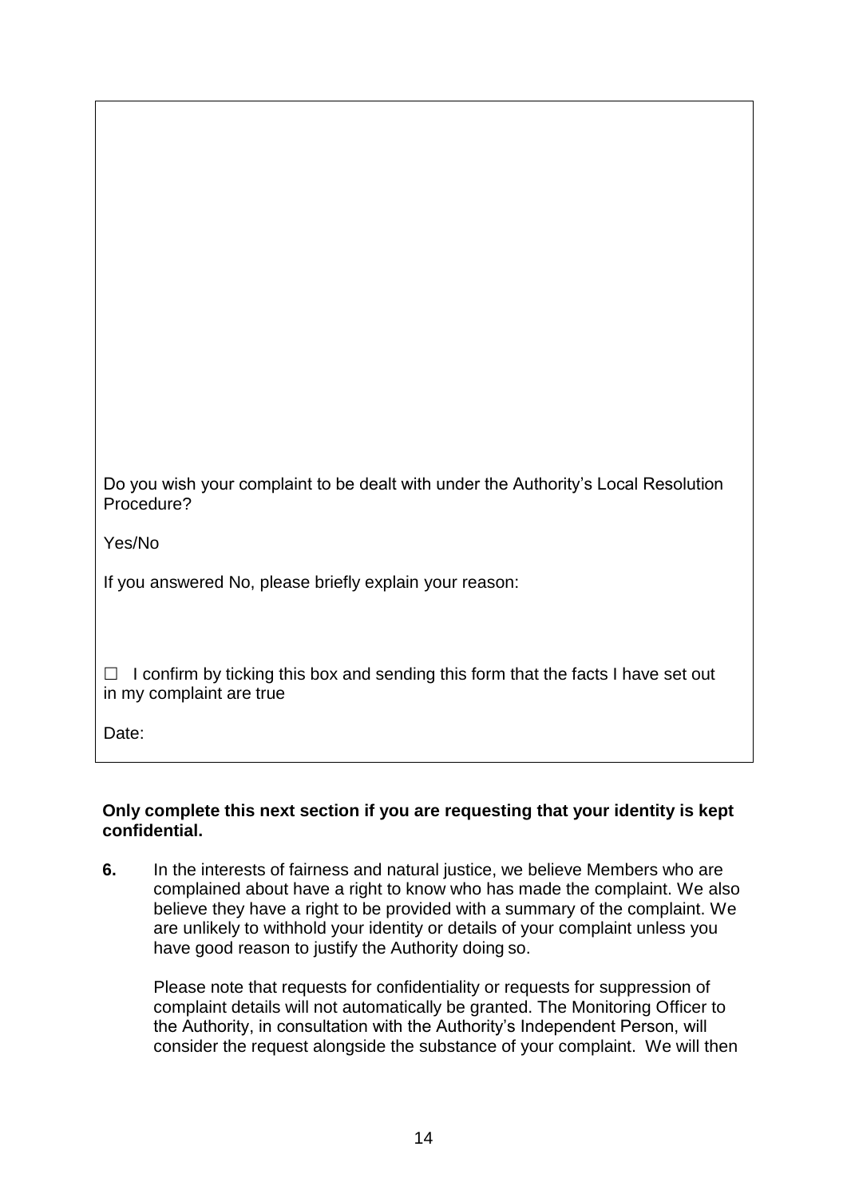Do you wish your complaint to be dealt with under the Authority's Local Resolution Procedure?

Yes/No

If you answered No, please briefly explain your reason:

☐ I confirm by ticking this box and sending this form that the facts I have set out in my complaint are true

Date:

**Only complete this next section if you are requesting that your identity is kept confidential.**

**6.** In the interests of fairness and natural justice, we believe Members who are complained about have a right to know who has made the complaint. We also believe they have a right to be provided with a summary of the complaint. We are unlikely to withhold your identity or details of your complaint unless you have good reason to justify the Authority doing so.

Please note that requests for confidentiality or requests for suppression of complaint details will not automatically be granted. The Monitoring Officer to the Authority, in consultation with the Authority's Independent Person, will consider the request alongside the substance of your complaint. We will then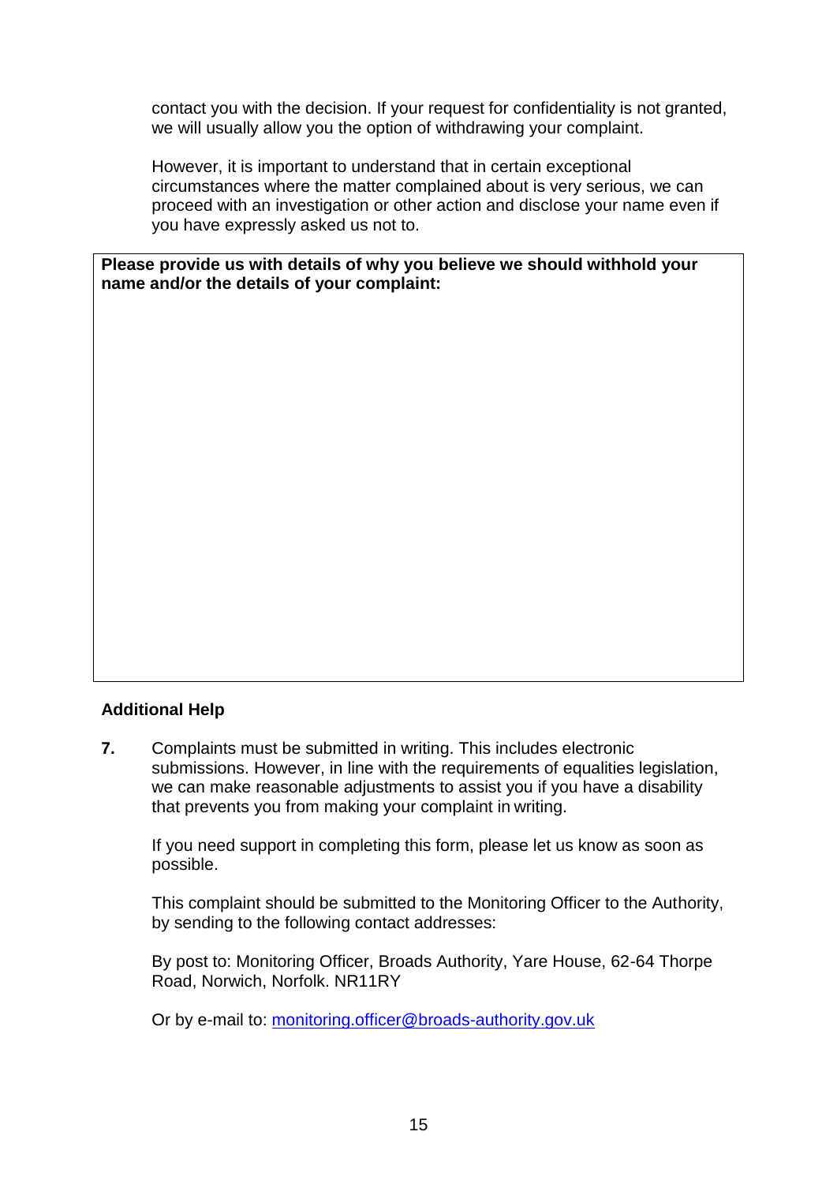contact you with the decision. If your request for confidentiality is not granted, we will usually allow you the option of withdrawing your complaint.

However, it is important to understand that in certain exceptional circumstances where the matter complained about is very serious, we can proceed with an investigation or other action and disclose your name even if you have expressly asked us not to.

| **Please provide us with details of why you believe we should withhold your name and/or the details of your complaint:** |
| --- |
| |

### Additional Help

**7.** Complaints must be submitted in writing. This includes electronic submissions. However, in line with the requirements of equalities legislation, we can make reasonable adjustments to assist you if you have a disability that prevents you from making your complaint in writing.

If you need support in completing this form, please let us know as soon as possible.

This complaint should be submitted to the Monitoring Officer to the Authority, by sending to the following contact addresses:

By post to: Monitoring Officer, Broads Authority, Yare House, 62-64 Thorpe Road, Norwich, Norfolk. NR11RY

Or by e-mail to: [monitoring.officer@broads-authority.gov.uk](mailto:monitoring.officer@broads-authority.gov.uk)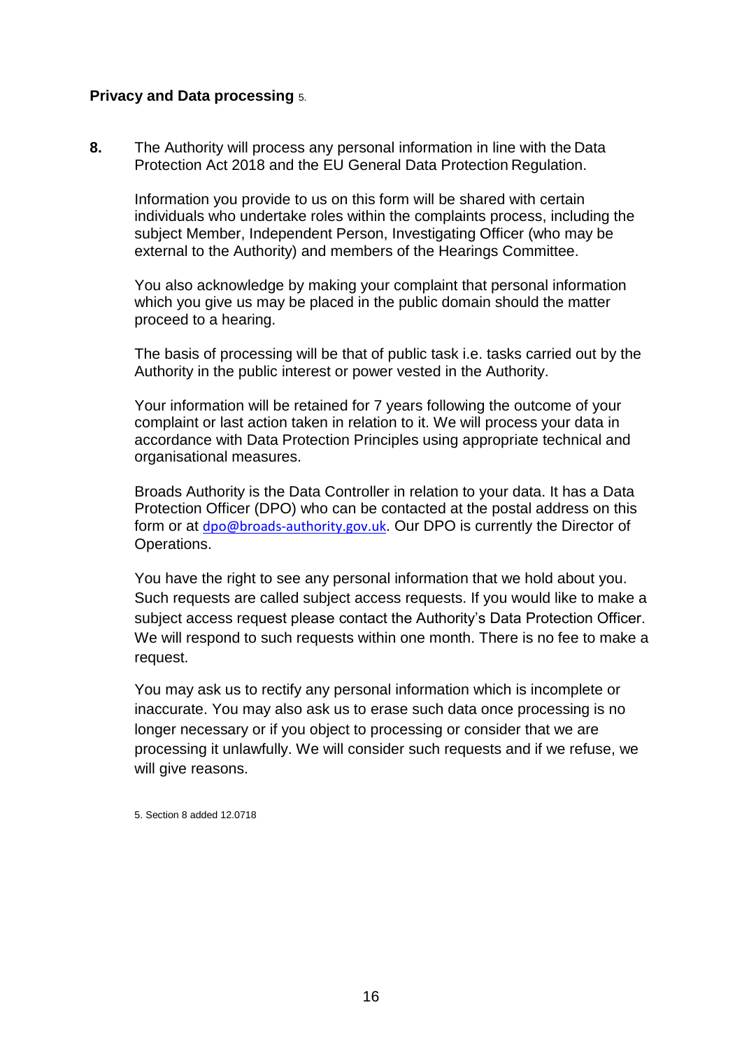**Privacy and Data processing** [5]

**8.** The Authority will process any personal information in line with the Data Protection Act 2018 and the EU General Data Protection Regulation.

Information you provide to us on this form will be shared with certain individuals who undertake roles within the complaints process, including the subject Member, Independent Person, Investigating Officer (who may be external to the Authority) and members of the Hearings Committee.

You also acknowledge by making your complaint that personal information which you give us may be placed in the public domain should the matter proceed to a hearing.

The basis of processing will be that of public task i.e. tasks carried out by the Authority in the public interest or power vested in the Authority.

Your information will be retained for 7 years following the outcome of your complaint or last action taken in relation to it. We will process your data in accordance with Data Protection Principles using appropriate technical and organisational measures.

Broads Authority is the Data Controller in relation to your data. It has a Data Protection Officer (DPO) who can be contacted at the postal address on this form or at dpo@broads-authority.gov.uk. Our DPO is currently the Director of Operations.

You have the right to see any personal information that we hold about you. Such requests are called subject access requests. If you would like to make a subject access request please contact the Authority's Data Protection Officer. We will respond to such requests within one month. There is no fee to make a request.

You may ask us to rectify any personal information which is incomplete or inaccurate. You may also ask us to erase such data once processing is no longer necessary or if you object to processing or consider that we are processing it unlawfully. We will consider such requests and if we refuse, we will give reasons.

5. Section 8 added 12.0718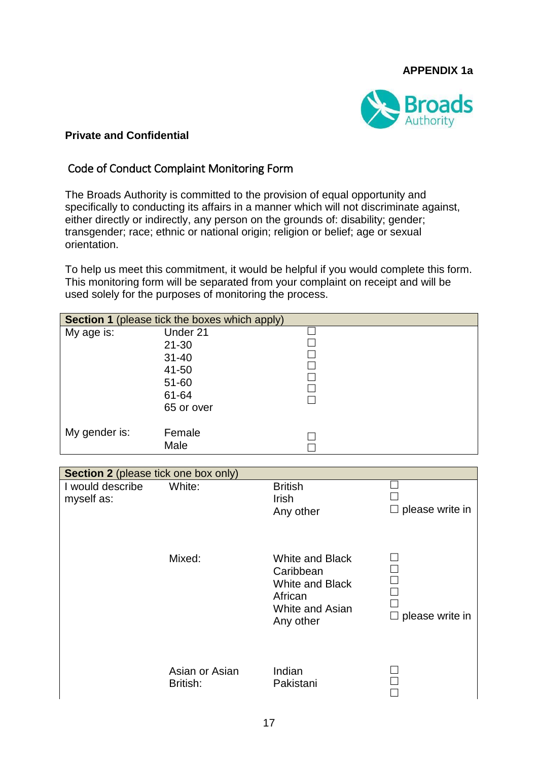**APPENDIX 1a**

**Private and Confidential**

## Code of Conduct Complaint Monitoring Form

The Broads Authority is committed to the provision of equal opportunity and specifically to conducting its affairs in a manner which will not discriminate against, either directly or indirectly, any person on the grounds of: disability; gender; transgender; race; ethnic or national origin; religion or belief; age or sexual orientation.

To help us meet this commitment, it would be helpful if you would complete this form. This monitoring form will be separated from your complaint on receipt and will be used solely for the purposes of monitoring the process.

| **Section 1** (please tick the boxes which apply) | | |
|---|---|---|
| My age is: | Under 21 | ☐ |
| | 21-30 | ☐ |
| | 31-40 | ☐ |
| | 41-50 | ☐ |
| | 51-60 | ☐ |
| | 61-64 | ☐ |
| | 65 or over | ☐ |
| My gender is: | Female | ☐ |
| | Male | ☐ |

| **Section 2** (please tick one box only) | | | |
|---|---|---|---|
| I would describe myself as: | White: | British | ☐ |
| | | Irish | ☐ |
| | | Any other | ☐ please write in |
| | Mixed: | White and Black Caribbean | ☐ |
| | | White and Black African | ☐ |
| | | White and Asian | ☐ |
| | | Any other | ☐ |
| | | | ☐ |
| | | | ☐ please write in |
| | Asian or Asian British: | Indian | ☐ |
| | | Pakistani | ☐ |
| | | | ☐ |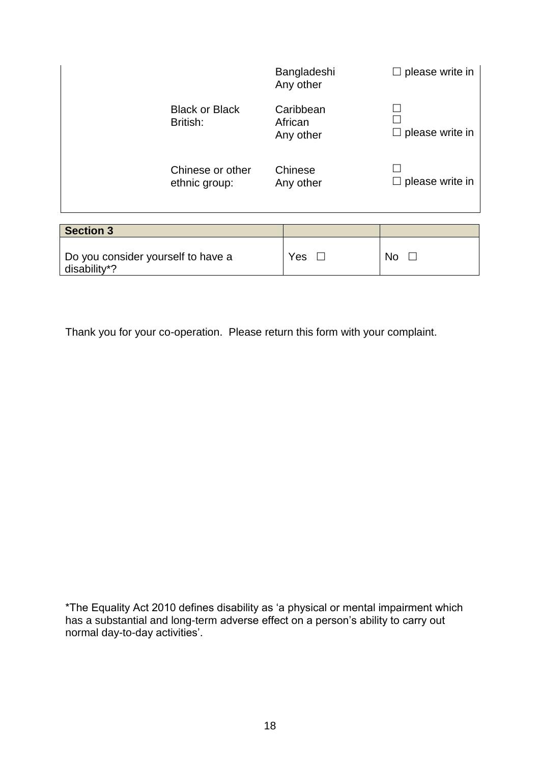| | | | |
|---|---|---|---|
| | | Bangladeshi<br>Any other | ☐ please write in |
| | Black or Black British: | Caribbean<br>African<br>Any other | ☐<br>☐<br>☐ please write in |
| | Chinese or other ethnic group: | Chinese<br>Any other | ☐<br>☐ please write in |

| Section 3 | | |
|---|---|---|
| Do you consider yourself to have a disability*? | Yes ☐ | No ☐ |

Thank you for your co-operation. Please return this form with your complaint.

*The Equality Act 2010 defines disability as 'a physical or mental impairment which has a substantial and long-term adverse effect on a person's ability to carry out normal day-to-day activities'.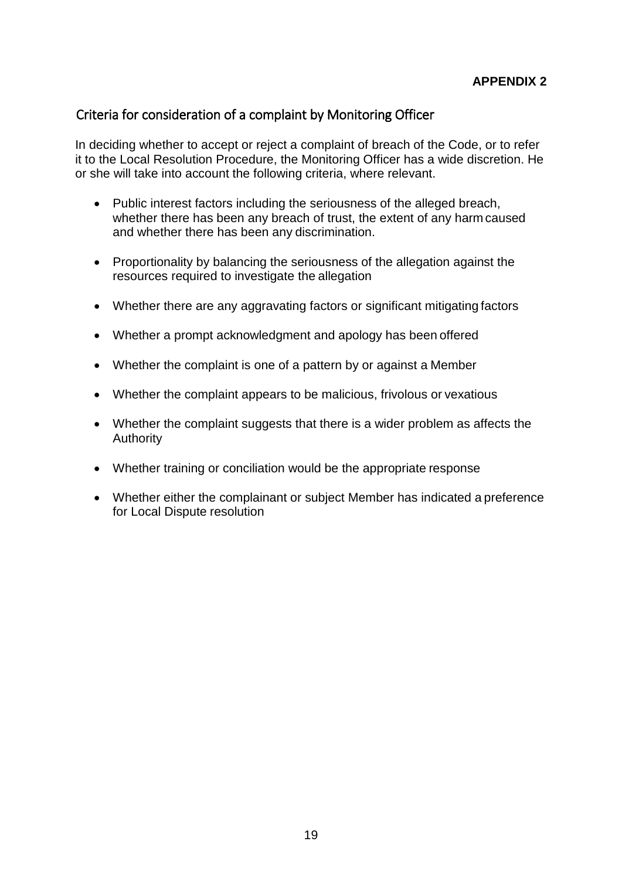**APPENDIX 2**

## Criteria for consideration of a complaint by Monitoring Officer

In deciding whether to accept or reject a complaint of breach of the Code, or to refer it to the Local Resolution Procedure, the Monitoring Officer has a wide discretion. He or she will take into account the following criteria, where relevant.

- Public interest factors including the seriousness of the alleged breach, whether there has been any breach of trust, the extent of any harm caused and whether there has been any discrimination.
- Proportionality by balancing the seriousness of the allegation against the resources required to investigate the allegation
- Whether there are any aggravating factors or significant mitigating factors
- Whether a prompt acknowledgment and apology has been offered
- Whether the complaint is one of a pattern by or against a Member
- Whether the complaint appears to be malicious, frivolous or vexatious
- Whether the complaint suggests that there is a wider problem as affects the Authority
- Whether training or conciliation would be the appropriate response
- Whether either the complainant or subject Member has indicated a preference for Local Dispute resolution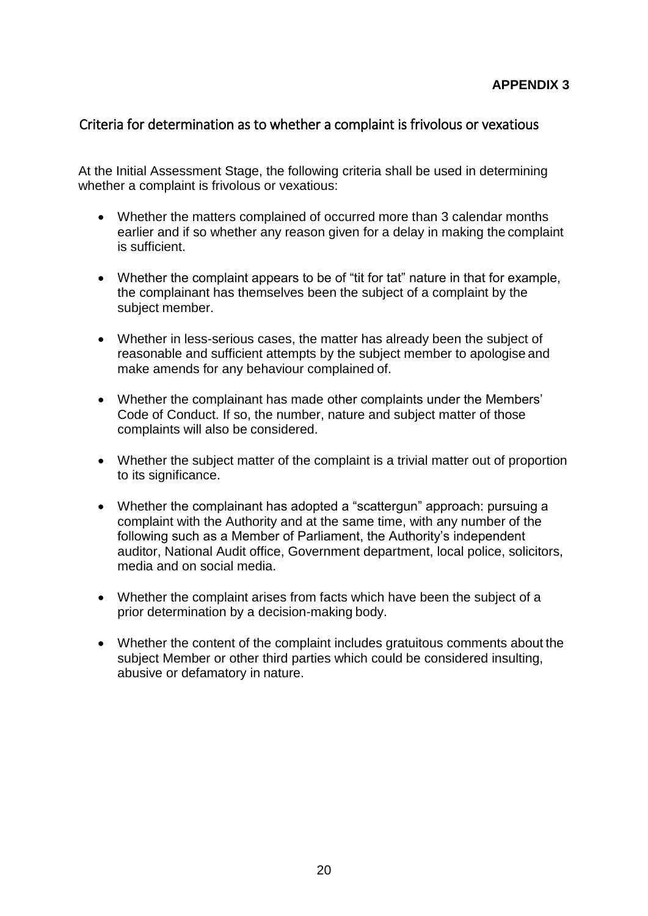**APPENDIX 3**

## Criteria for determination as to whether a complaint is frivolous or vexatious

At the Initial Assessment Stage, the following criteria shall be used in determining whether a complaint is frivolous or vexatious:

- Whether the matters complained of occurred more than 3 calendar months earlier and if so whether any reason given for a delay in making the complaint is sufficient.
- Whether the complaint appears to be of "tit for tat" nature in that for example, the complainant has themselves been the subject of a complaint by the subject member.
- Whether in less-serious cases, the matter has already been the subject of reasonable and sufficient attempts by the subject member to apologise and make amends for any behaviour complained of.
- Whether the complainant has made other complaints under the Members' Code of Conduct. If so, the number, nature and subject matter of those complaints will also be considered.
- Whether the subject matter of the complaint is a trivial matter out of proportion to its significance.
- Whether the complainant has adopted a "scattergun" approach: pursuing a complaint with the Authority and at the same time, with any number of the following such as a Member of Parliament, the Authority's independent auditor, National Audit office, Government department, local police, solicitors, media and on social media.
- Whether the complaint arises from facts which have been the subject of a prior determination by a decision-making body.
- Whether the content of the complaint includes gratuitous comments about the subject Member or other third parties which could be considered insulting, abusive or defamatory in nature.